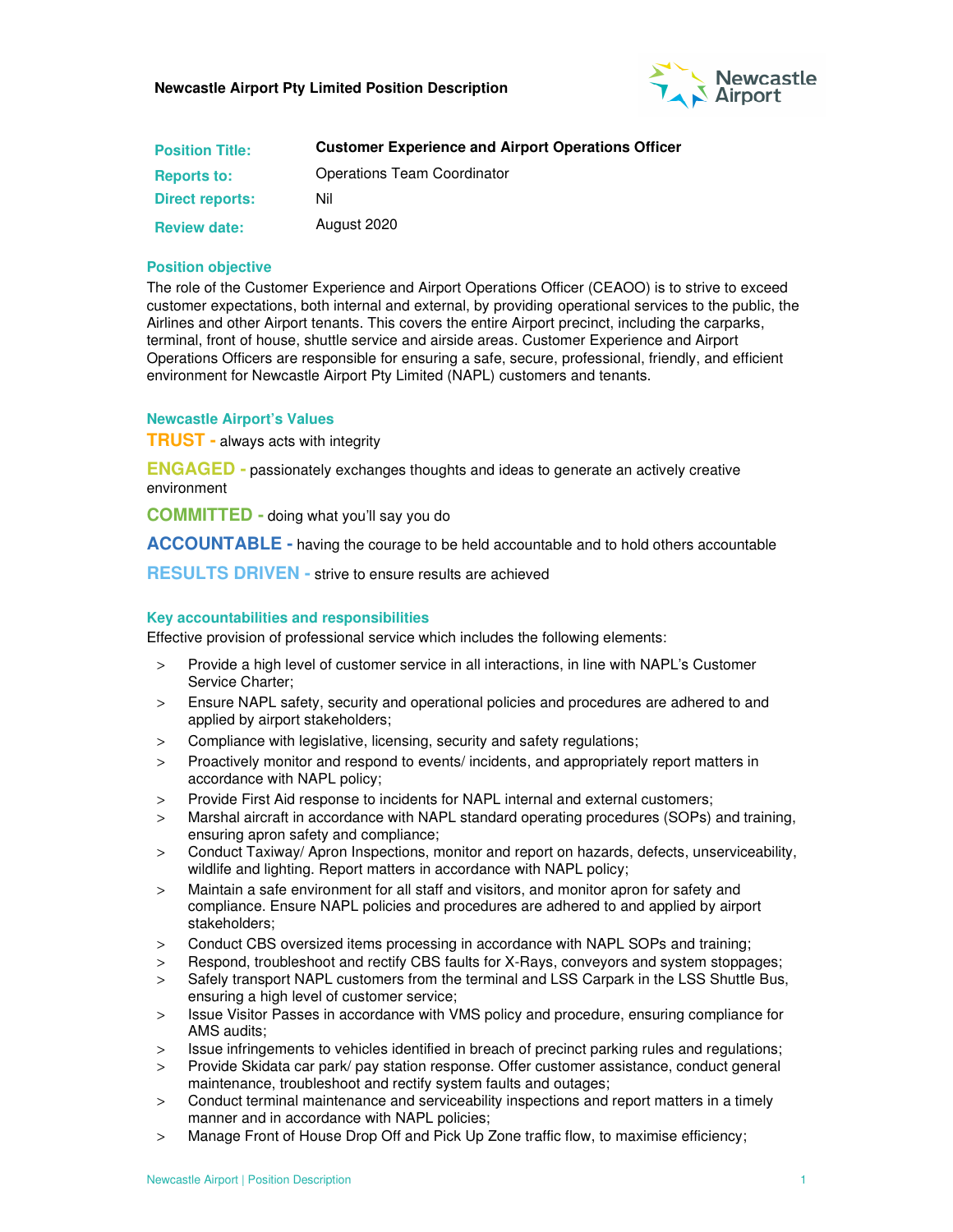**Newcastle Airport Pty Limited Position Description**

| | |
|---|---|
| **Position Title:** | **Customer Experience and Airport Operations Officer** |
| **Reports to:** | Operations Team Coordinator |
| **Direct reports:** | Nil |
| **Review date:** | August 2020 |

## Position objective

The role of the Customer Experience and Airport Operations Officer (CEAOO) is to strive to exceed customer expectations, both internal and external, by providing operational services to the public, the Airlines and other Airport tenants. This covers the entire Airport precinct, including the carparks, terminal, front of house, shuttle service and airside areas. Customer Experience and Airport Operations Officers are responsible for ensuring a safe, secure, professional, friendly, and efficient environment for Newcastle Airport Pty Limited (NAPL) customers and tenants.

## Newcastle Airport's Values

**TRUST -** always acts with integrity

**ENGAGED -** passionately exchanges thoughts and ideas to generate an actively creative environment

**COMMITTED -** doing what you'll say you do

**ACCOUNTABLE -** having the courage to be held accountable and to hold others accountable

**RESULTS DRIVEN -** strive to ensure results are achieved

## Key accountabilities and responsibilities

Effective provision of professional service which includes the following elements:

- Provide a high level of customer service in all interactions, in line with NAPL's Customer Service Charter;
- Ensure NAPL safety, security and operational policies and procedures are adhered to and applied by airport stakeholders;
- Compliance with legislative, licensing, security and safety regulations;
- Proactively monitor and respond to events/ incidents, and appropriately report matters in accordance with NAPL policy;
- Provide First Aid response to incidents for NAPL internal and external customers;
- Marshal aircraft in accordance with NAPL standard operating procedures (SOPs) and training, ensuring apron safety and compliance;
- Conduct Taxiway/ Apron Inspections, monitor and report on hazards, defects, unserviceability, wildlife and lighting. Report matters in accordance with NAPL policy;
- Maintain a safe environment for all staff and visitors, and monitor apron for safety and compliance. Ensure NAPL policies and procedures are adhered to and applied by airport stakeholders;
- Conduct CBS oversized items processing in accordance with NAPL SOPs and training;
- Respond, troubleshoot and rectify CBS faults for X-Rays, conveyors and system stoppages;
- Safely transport NAPL customers from the terminal and LSS Carpark in the LSS Shuttle Bus, ensuring a high level of customer service;
- Issue Visitor Passes in accordance with VMS policy and procedure, ensuring compliance for AMS audits;
- Issue infringements to vehicles identified in breach of precinct parking rules and regulations;
- Provide Skidata car park/ pay station response. Offer customer assistance, conduct general maintenance, troubleshoot and rectify system faults and outages;
- Conduct terminal maintenance and serviceability inspections and report matters in a timely manner and in accordance with NAPL policies;
- Manage Front of House Drop Off and Pick Up Zone traffic flow, to maximise efficiency;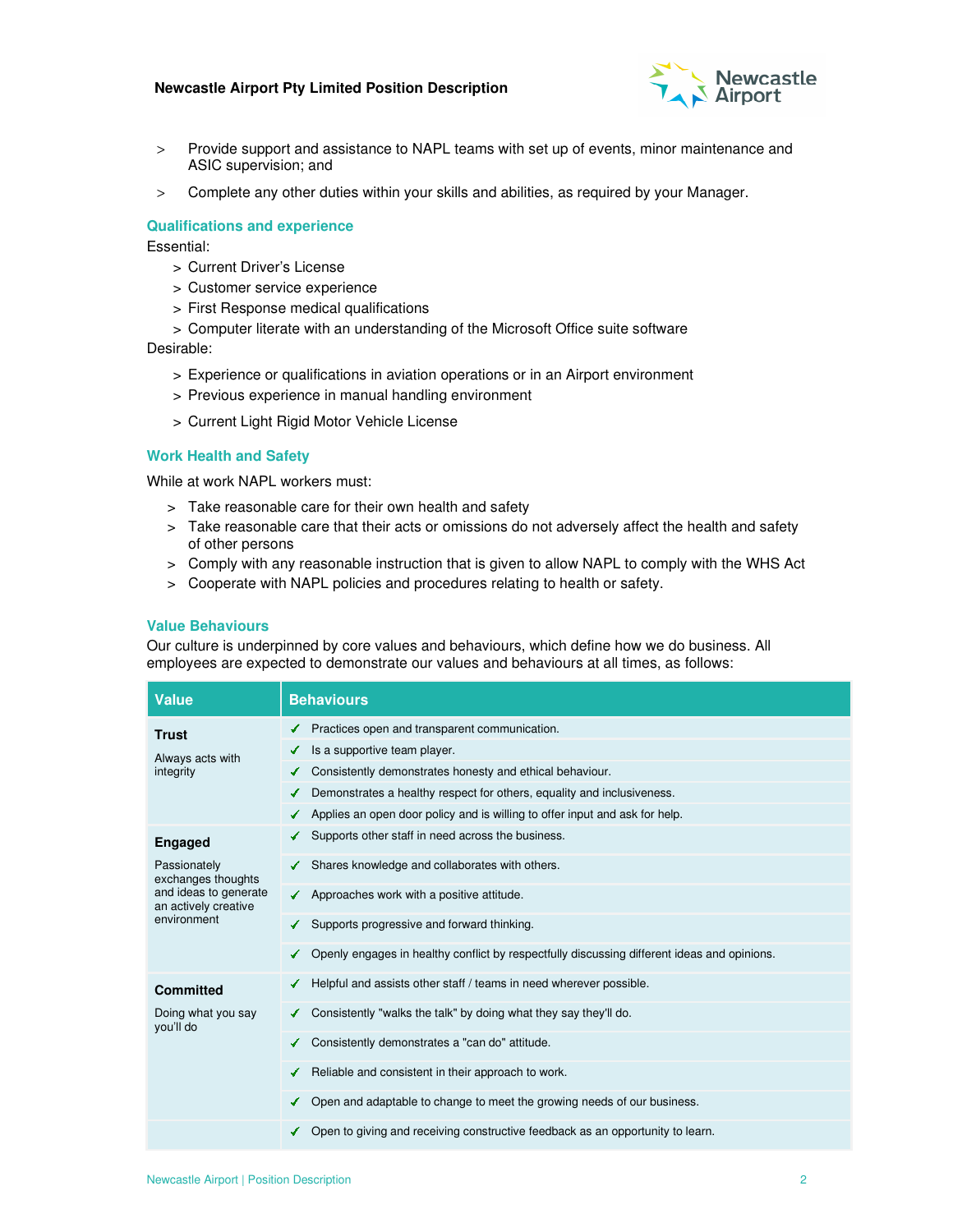- Provide support and assistance to NAPL teams with set up of events, minor maintenance and ASIC supervision; and
- Complete any other duties within your skills and abilities, as required by your Manager.

## Qualifications and experience

Essential:

- Current Driver's License
- Customer service experience
- First Response medical qualifications
- Computer literate with an understanding of the Microsoft Office suite software

Desirable:

- Experience or qualifications in aviation operations or in an Airport environment
- Previous experience in manual handling environment
- Current Light Rigid Motor Vehicle License

## Work Health and Safety

While at work NAPL workers must:

- Take reasonable care for their own health and safety
- Take reasonable care that their acts or omissions do not adversely affect the health and safety of other persons
- Comply with any reasonable instruction that is given to allow NAPL to comply with the WHS Act
- Cooperate with NAPL policies and procedures relating to health or safety.

## Value Behaviours

Our culture is underpinned by core values and behaviours, which define how we do business. All employees are expected to demonstrate our values and behaviours at all times, as follows:

| Value | Behaviours |
|---|---|
| **Trust**<br>Always acts with integrity | ✓ Practices open and transparent communication. |
| | ✓ Is a supportive team player. |
| | ✓ Consistently demonstrates honesty and ethical behaviour. |
| | ✓ Demonstrates a healthy respect for others, equality and inclusiveness. |
| | ✓ Applies an open door policy and is willing to offer input and ask for help. |
| **Engaged**<br>Passionately exchanges thoughts and ideas to generate an actively creative environment | ✓ Supports other staff in need across the business. |
| | ✓ Shares knowledge and collaborates with others. |
| | ✓ Approaches work with a positive attitude. |
| | ✓ Supports progressive and forward thinking. |
| | ✓ Openly engages in healthy conflict by respectfully discussing different ideas and opinions. |
| **Committed**<br>Doing what you say you'll do | ✓ Helpful and assists other staff / teams in need wherever possible. |
| | ✓ Consistently "walks the talk" by doing what they say they'll do. |
| | ✓ Consistently demonstrates a "can do" attitude. |
| | ✓ Reliable and consistent in their approach to work. |
| | ✓ Open and adaptable to change to meet the growing needs of our business. |
| | ✓ Open to giving and receiving constructive feedback as an opportunity to learn. |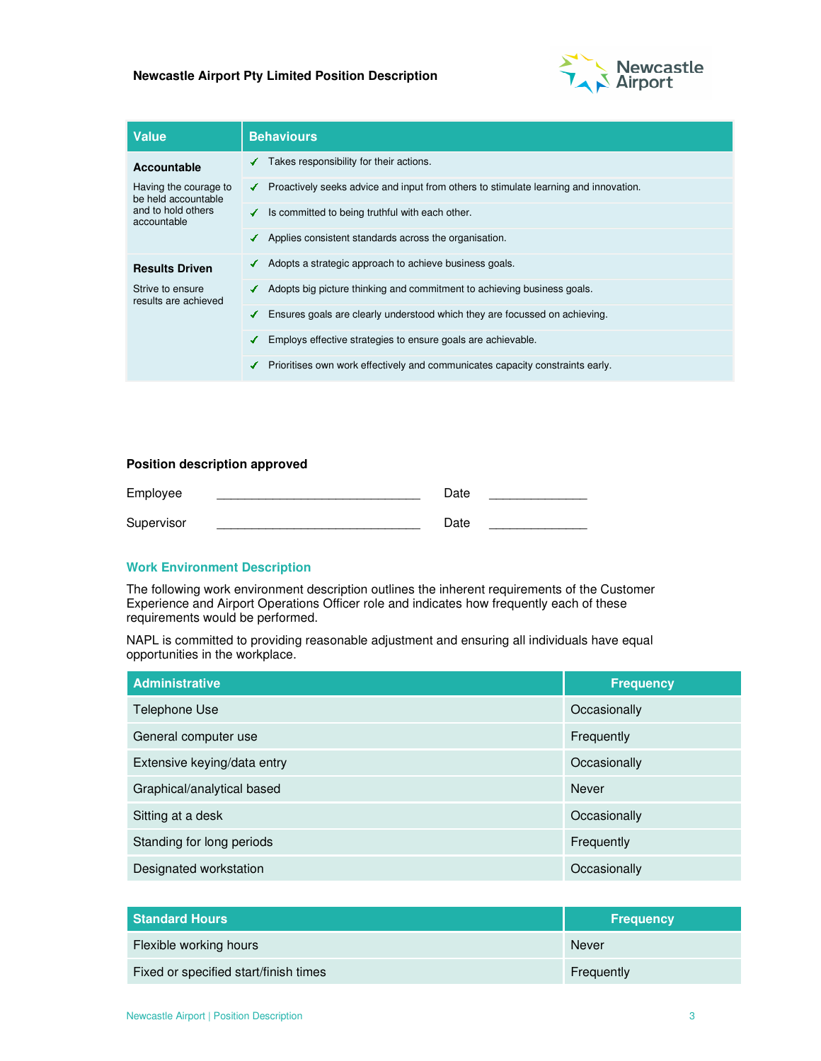| Value | Behaviours |
| --- | --- |
| **Accountable**<br>Having the courage to be held accountable and to hold others accountable | ✓ Takes responsibility for their actions. |
| | ✓ Proactively seeks advice and input from others to stimulate learning and innovation. |
| | ✓ Is committed to being truthful with each other. |
| | ✓ Applies consistent standards across the organisation. |
| **Results Driven**<br>Strive to ensure results are achieved | ✓ Adopts a strategic approach to achieve business goals. |
| | ✓ Adopts big picture thinking and commitment to achieving business goals. |
| | ✓ Ensures goals are clearly understood which they are focussed on achieving. |
| | ✓ Employs effective strategies to ensure goals are achievable. |
| | ✓ Prioritises own work effectively and communicates capacity constraints early. |

**Position description approved**

Employee ______________________________ Date ______________

Supervisor ______________________________ Date ______________

## Work Environment Description

The following work environment description outlines the inherent requirements of the Customer Experience and Airport Operations Officer role and indicates how frequently each of these requirements would be performed.

NAPL is committed to providing reasonable adjustment and ensuring all individuals have equal opportunities in the workplace.

| Administrative | Frequency |
| --- | --- |
| Telephone Use | Occasionally |
| General computer use | Frequently |
| Extensive keying/data entry | Occasionally |
| Graphical/analytical based | Never |
| Sitting at a desk | Occasionally |
| Standing for long periods | Frequently |
| Designated workstation | Occasionally |

| Standard Hours | Frequency |
| --- | --- |
| Flexible working hours | Never |
| Fixed or specified start/finish times | Frequently |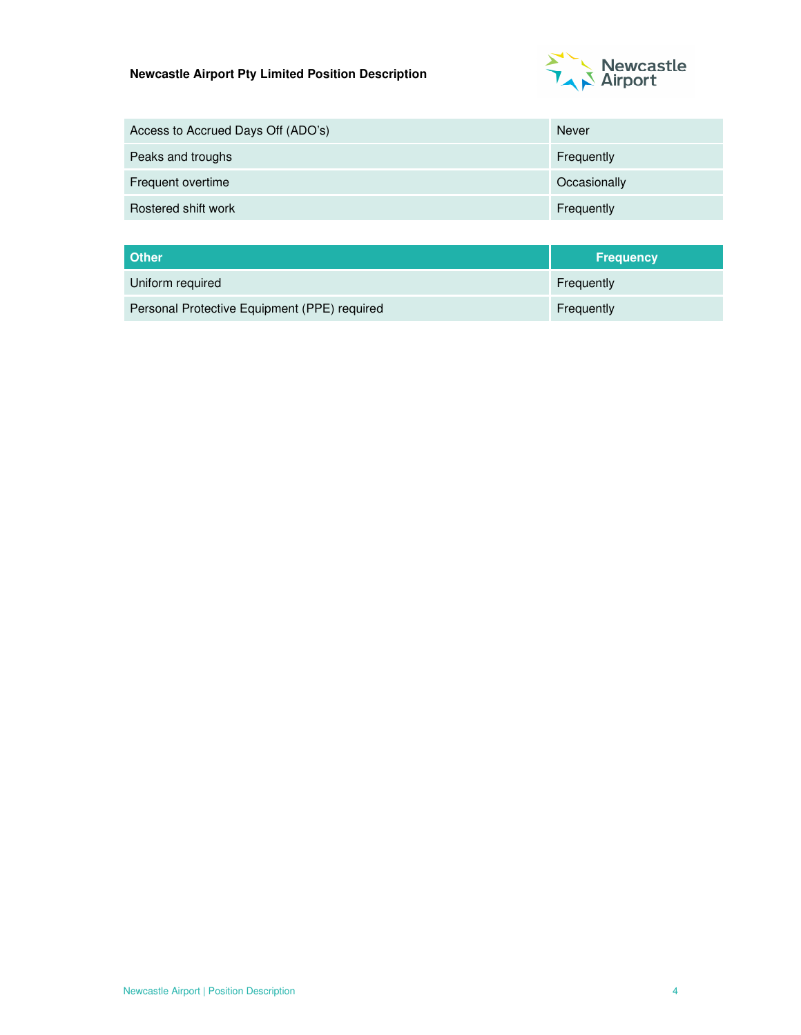| | |
|---|---|
| Access to Accrued Days Off (ADO's) | Never |
| Peaks and troughs | Frequently |
| Frequent overtime | Occasionally |
| Rostered shift work | Frequently |

| Other | Frequency |
|---|---|
| Uniform required | Frequently |
| Personal Protective Equipment (PPE) required | Frequently |